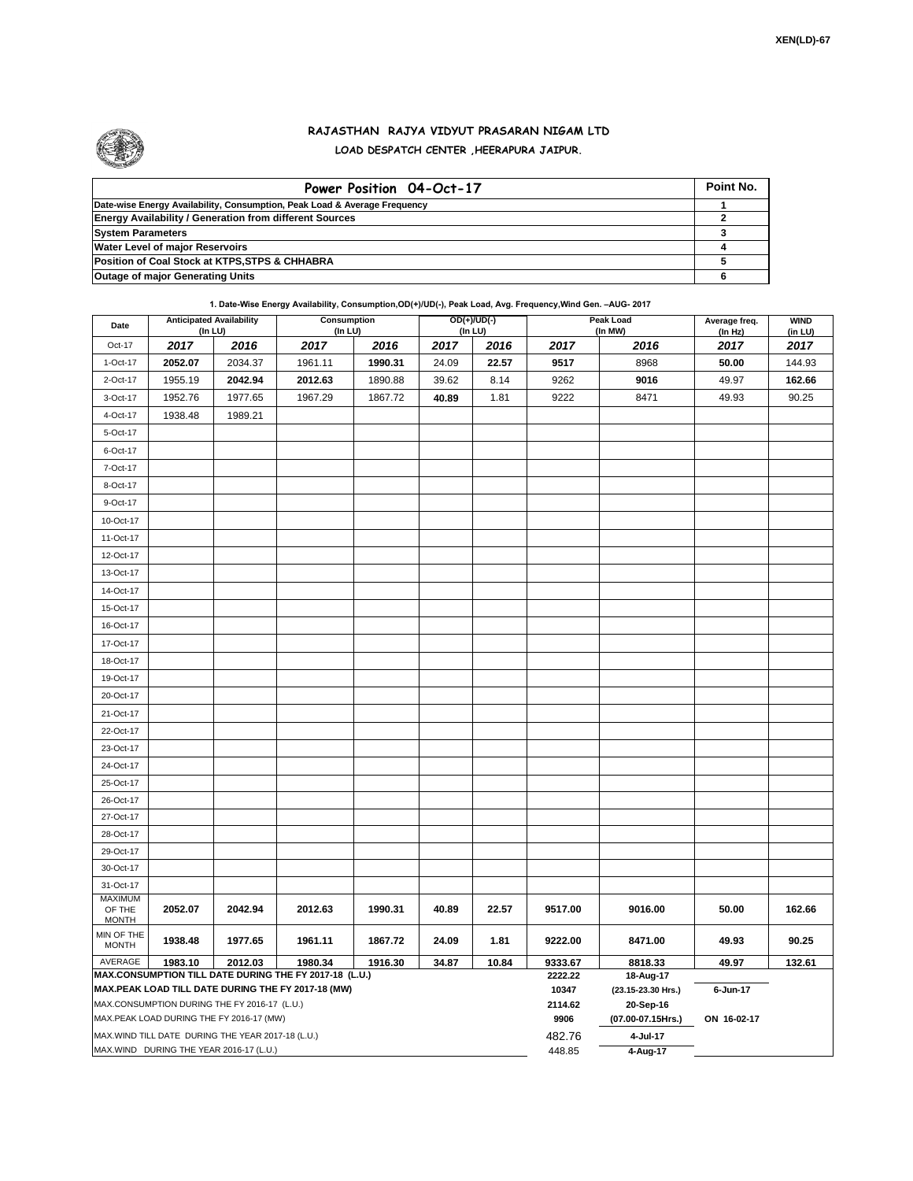XEN(LD)-67

# RAJASTHAN RAJYA VIDYUT PRASARAN NIGAM LTD

## LOAD DESPATCH CENTER ,HEERAPURA JAIPUR.

| Power Position 04-Oct-17 | Point No. |
|---|---|
| Date-wise Energy Availability, Consumption, Peak Load & Average Frequency | 1 |
| Energy Availability / Generation from different Sources | 2 |
| System Parameters | 3 |
| Water Level of major Reservoirs | 4 |
| Position of Coal Stock at KTPS,STPS & CHHABRA | 5 |
| Outage of major Generating Units | 6 |

**1. Date-Wise Energy Availability, Consumption,OD(+)/UD(-), Peak Load, Avg. Frequency,Wind Gen. –AUG- 2017**

| Date | Anticipated Availability (In LU) | | Consumption (In LU) | | OD(+)/UD(-) (In LU) | | Peak Load (In MW) | | Average freq. (In Hz) | WIND (in LU) |
|---|---|---|---|---|---|---|---|---|---|---|
| Oct-17 | 2017 | 2016 | 2017 | 2016 | 2017 | 2016 | 2017 | 2016 | 2017 | 2017 |
| 1-Oct-17 | **2052.07** | 2034.37 | 1961.11 | **1990.31** | 24.09 | **22.57** | **9517** | 8968 | **50.00** | 144.93 |
| 2-Oct-17 | 1955.19 | **2042.94** | **2012.63** | 1890.88 | 39.62 | 8.14 | 9262 | **9016** | 49.97 | **162.66** |
| 3-Oct-17 | 1952.76 | 1977.65 | 1967.29 | 1867.72 | **40.89** | 1.81 | 9222 | 8471 | 49.93 | 90.25 |
| 4-Oct-17 | 1938.48 | 1989.21 | | | | | | | | |
| 5-Oct-17 | | | | | | | | | | |
| 6-Oct-17 | | | | | | | | | | |
| 7-Oct-17 | | | | | | | | | | |
| 8-Oct-17 | | | | | | | | | | |
| 9-Oct-17 | | | | | | | | | | |
| 10-Oct-17 | | | | | | | | | | |
| 11-Oct-17 | | | | | | | | | | |
| 12-Oct-17 | | | | | | | | | | |
| 13-Oct-17 | | | | | | | | | | |
| 14-Oct-17 | | | | | | | | | | |
| 15-Oct-17 | | | | | | | | | | |
| 16-Oct-17 | | | | | | | | | | |
| 17-Oct-17 | | | | | | | | | | |
| 18-Oct-17 | | | | | | | | | | |
| 19-Oct-17 | | | | | | | | | | |
| 20-Oct-17 | | | | | | | | | | |
| 21-Oct-17 | | | | | | | | | | |
| 22-Oct-17 | | | | | | | | | | |
| 23-Oct-17 | | | | | | | | | | |
| 24-Oct-17 | | | | | | | | | | |
| 25-Oct-17 | | | | | | | | | | |
| 26-Oct-17 | | | | | | | | | | |
| 27-Oct-17 | | | | | | | | | | |
| 28-Oct-17 | | | | | | | | | | |
| 29-Oct-17 | | | | | | | | | | |
| 30-Oct-17 | | | | | | | | | | |
| 31-Oct-17 | | | | | | | | | | |
| MAXIMUM OF THE MONTH | 2052.07 | 2042.94 | 2012.63 | 1990.31 | 40.89 | 22.57 | 9517.00 | 9016.00 | 50.00 | 162.66 |
| MIN OF THE MONTH | 1938.48 | 1977.65 | 1961.11 | 1867.72 | 24.09 | 1.81 | 9222.00 | 8471.00 | 49.93 | 90.25 |
| AVERAGE | 1983.10 | 2012.03 | 1980.34 | 1916.30 | 34.87 | 10.84 | 9333.67 | 8818.33 | 49.97 | 132.61 |
| MAX.CONSUMPTION TILL DATE DURING THE FY 2017-18 (L.U.) | | | | | | | 2222.22 | 18-Aug-17 | | |
| MAX.PEAK LOAD TILL DATE DURING THE FY 2017-18 (MW) | | | | | | | 10347 | (23.15-23.30 Hrs.) | 6-Jun-17 | |
| MAX.CONSUMPTION DURING THE FY 2016-17 (L.U.) | | | | | | | 2114.62 | 20-Sep-16 | | |
| MAX.PEAK LOAD DURING THE FY 2016-17 (MW) | | | | | | | 9906 | (07.00-07.15Hrs.) | ON 16-02-17 | |
| MAX.WIND TILL DATE DURING THE YEAR 2017-18 (L.U.) | | | | | | | 482.76 | 4-Jul-17 | | |
| MAX.WIND DURING THE YEAR 2016-17 (L.U.) | | | | | | | 448.85 | 4-Aug-17 | | |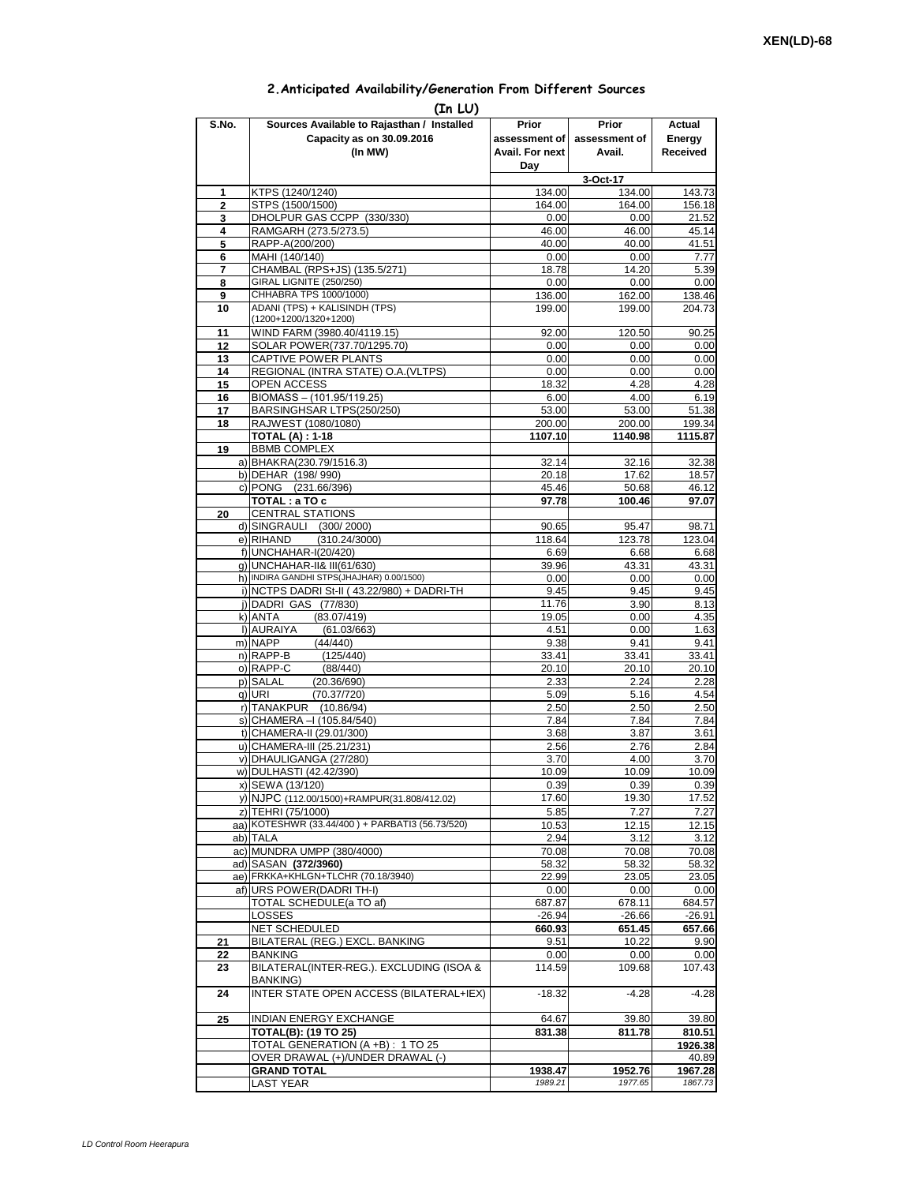XEN(LD)-68

## 2.Anticipated Availability/Generation From Different Sources

**(In LU)**

| S.No. | Sources Available to Rajasthan / Installed Capacity as on 30.09.2016 (In MW) | Prior assessment of Avail. For next Day | Prior assessment of Avail. | Actual Energy Received |
|---|---|---|---|---|
| | | 3-Oct-17 | | |
| 1 | KTPS (1240/1240) | 134.00 | 134.00 | 143.73 |
| 2 | STPS (1500/1500) | 164.00 | 164.00 | 156.18 |
| 3 | DHOLPUR GAS CCPP (330/330) | 0.00 | 0.00 | 21.52 |
| 4 | RAMGARH (273.5/273.5) | 46.00 | 46.00 | 45.14 |
| 5 | RAPP-A(200/200) | 40.00 | 40.00 | 41.51 |
| 6 | MAHI (140/140) | 0.00 | 0.00 | 7.77 |
| 7 | CHAMBAL (RPS+JS) (135.5/271) | 18.78 | 14.20 | 5.39 |
| 8 | GIRAL LIGNITE (250/250) | 0.00 | 0.00 | 0.00 |
| 9 | CHHABRA TPS 1000/1000) | 136.00 | 162.00 | 138.46 |
| 10 | ADANI (TPS) + KALISINDH (TPS) (1200+1200/1320+1200) | 199.00 | 199.00 | 204.73 |
| 11 | WIND FARM (3980.40/4119.15) | 92.00 | 120.50 | 90.25 |
| 12 | SOLAR POWER(737.70/1295.70) | 0.00 | 0.00 | 0.00 |
| 13 | CAPTIVE POWER PLANTS | 0.00 | 0.00 | 0.00 |
| 14 | REGIONAL (INTRA STATE) O.A.(VLTPS) | 0.00 | 0.00 | 0.00 |
| 15 | OPEN ACCESS | 18.32 | 4.28 | 4.28 |
| 16 | BIOMASS – (101.95/119.25) | 6.00 | 4.00 | 6.19 |
| 17 | BARSINGHSAR LTPS(250/250) | 53.00 | 53.00 | 51.38 |
| 18 | RAJWEST (1080/1080) | 200.00 | 200.00 | 199.34 |
| | **TOTAL (A) : 1-18** | **1107.10** | **1140.98** | **1115.87** |
| 19 | BBMB COMPLEX | | | |
| | a) BHAKRA(230.79/1516.3) | 32.14 | 32.16 | 32.38 |
| | b) DEHAR (198/ 990) | 20.18 | 17.62 | 18.57 |
| | c) PONG (231.66/396) | 45.46 | 50.68 | 46.12 |
| | **TOTAL : a TO c** | **97.78** | **100.46** | **97.07** |
| 20 | CENTRAL STATIONS | | | |
| | d) SINGRAULI (300/ 2000) | 90.65 | 95.47 | 98.71 |
| | e) RIHAND (310.24/3000) | 118.64 | 123.78 | 123.04 |
| | f) UNCHAHAR-I(20/420) | 6.69 | 6.68 | 6.68 |
| | g) UNCHAHAR-II& III(61/630) | 39.96 | 43.31 | 43.31 |
| | h) INDIRA GANDHI STPS(JHAJHAR) 0.00/1500) | 0.00 | 0.00 | 0.00 |
| | i) NCTPS DADRI St-II ( 43.22/980) + DADRI-TH | 9.45 | 9.45 | 9.45 |
| | j) DADRI GAS (77/830) | 11.76 | 3.90 | 8.13 |
| | k) ANTA (83.07/419) | 19.05 | 0.00 | 4.35 |
| | l) AURAIYA (61.03/663) | 4.51 | 0.00 | 1.63 |
| | m) NAPP (44/440) | 9.38 | 9.41 | 9.41 |
| | n) RAPP-B (125/440) | 33.41 | 33.41 | 33.41 |
| | o) RAPP-C (88/440) | 20.10 | 20.10 | 20.10 |
| | p) SALAL (20.36/690) | 2.33 | 2.24 | 2.28 |
| | q) URI (70.37/720) | 5.09 | 5.16 | 4.54 |
| | r) TANAKPUR (10.86/94) | 2.50 | 2.50 | 2.50 |
| | s) CHAMERA –I (105.84/540) | 7.84 | 7.84 | 7.84 |
| | t) CHAMERA-II (29.01/300) | 3.68 | 3.87 | 3.61 |
| | u) CHAMERA-III (25.21/231) | 2.56 | 2.76 | 2.84 |
| | v) DHAULIGANGA (27/280) | 3.70 | 4.00 | 3.70 |
| | w) DULHASTI (42.42/390) | 10.09 | 10.09 | 10.09 |
| | x) SEWA (13/120) | 0.39 | 0.39 | 0.39 |
| | y) NJPC (112.00/1500)+RAMPUR(31.808/412.02) | 17.60 | 19.30 | 17.52 |
| | z) TEHRI (75/1000) | 5.85 | 7.27 | 7.27 |
| | aa) KOTESHWR (33.44/400 ) + PARBATI3 (56.73/520) | 10.53 | 12.15 | 12.15 |
| | ab) TALA | 2.94 | 3.12 | 3.12 |
| | ac) MUNDRA UMPP (380/4000) | 70.08 | 70.08 | 70.08 |
| | ad) SASAN **(372/3960)** | 58.32 | 58.32 | 58.32 |
| | ae) FRKKA+KHLGN+TLCHR (70.18/3940) | 22.99 | 23.05 | 23.05 |
| | af) URS POWER(DADRI TH-I) | 0.00 | 0.00 | 0.00 |
| | TOTAL SCHEDULE(a TO af) | 687.87 | 678.11 | 684.57 |
| | LOSSES | -26.94 | -26.66 | -26.91 |
| | NET SCHEDULED | 660.93 | 651.45 | 657.66 |
| 21 | BILATERAL (REG.) EXCL. BANKING | 9.51 | 10.22 | 9.90 |
| 22 | BANKING | 0.00 | 0.00 | 0.00 |
| 23 | BILATERAL(INTER-REG.). EXCLUDING (ISOA & BANKING) | 114.59 | 109.68 | 107.43 |
| 24 | INTER STATE OPEN ACCESS (BILATERAL+IEX) | -18.32 | -4.28 | -4.28 |
| 25 | INDIAN ENERGY EXCHANGE | 64.67 | 39.80 | 39.80 |
| | **TOTAL(B): (19 TO 25)** | **831.38** | **811.78** | **810.51** |
| | TOTAL GENERATION (A +B) : 1 TO 25 | | | **1926.38** |
| | OVER DRAWAL (+)/UNDER DRAWAL (-) | | | 40.89 |
| | **GRAND TOTAL** | **1938.47** | **1952.76** | **1967.28** |
| | LAST YEAR | *1989.21* | *1977.65* | *1867.73* |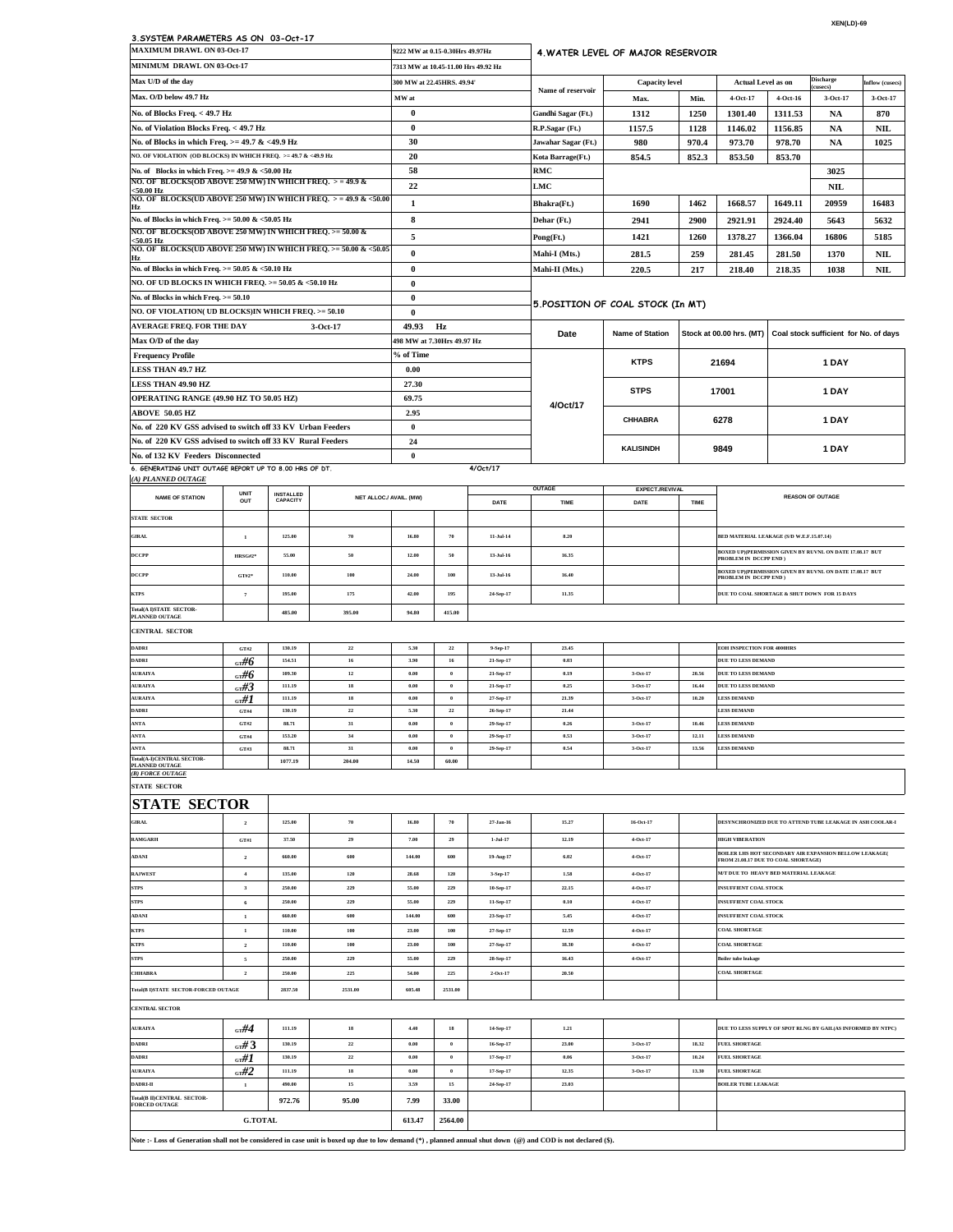XEN(LD)-69

### 3.SYSTEM PARAMETERS AS ON 03-Oct-17

| | |
|---|---|
| MAXIMUM DRAWL ON 03-Oct-17 | 9222 MW at 0.15-0.30Hrs 49.97Hz |
| MINIMUM DRAWL ON 03-Oct-17 | 7313 MW at 10.45-11.00 Hrs 49.92 Hz |
| Max U/D of the day | 300 MW at 22.45HRS. 49.94' |
| Max. O/D below 49.7 Hz | MW at |
| No. of Blocks Freq. < 49.7 Hz | 0 |
| No. of Violation Blocks Freq. < 49.7 Hz | 0 |
| No. of Blocks in which Freq. >= 49.7 & <49.9 Hz | 30 |
| NO. OF VIOLATION (OD BLOCKS) IN WHICH FREQ. >= 49.7 & <49.9 Hz | 20 |
| No. of Blocks in which Freq. >= 49.9 & <50.00 Hz | 58 |
| NO. OF BLOCKS(OD ABOVE 250 MW) IN WHICH FREQ. > = 49.9 & <50.00 Hz | 22 |
| NO. OF BLOCKS(UD ABOVE 250 MW) IN WHICH FREQ. > = 49.9 & <50.00 Hz | 1 |
| No. of Blocks in which Freq. >= 50.00 & <50.05 Hz | 8 |
| NO. OF BLOCKS(OD ABOVE 250 MW) IN WHICH FREQ. >= 50.00 & <50.05 Hz | 5 |
| NO. OF BLOCKS(UD ABOVE 250 MW) IN WHICH FREQ. >= 50.00 & <50.05 Hz | 0 |
| No. of Blocks in which Freq. >= 50.05 & <50.10 Hz | 0 |
| NO. OF UD BLOCKS IN WHICH FREQ. >= 50.05 & <50.10 Hz | 0 |
| No. of Blocks in which Freq. >= 50.10 | 0 |
| NO. OF VIOLATION( UD BLOCKS)IN WHICH FREQ. >= 50.10 | 0 |
| AVERAGE FREQ. FOR THE DAY 3-Oct-17 | 49.93 Hz |
| Max O/D of the day | 498 MW at 7.30Hrs 49.97 Hz |
| Frequency Profile | % of Time |
| LESS THAN 49.7 HZ | 0.00 |
| LESS THAN 49.90 HZ | 27.30 |
| OPERATING RANGE (49.90 HZ TO 50.05 HZ) | 69.75 |
| ABOVE 50.05 HZ | 2.95 |
| No. of 220 KV GSS advised to switch off 33 KV Urban Feeders | 0 |
| No. of 220 KV GSS advised to switch off 33 KV Rural Feeders | 24 |
| No. of 132 KV Feeders Disconnected | 0 |

### 4.WATER LEVEL OF MAJOR RESERVOIR

| Name of reservoir | Capacity level | | Actual Level as on | | Discharge (cusecs) | Inflow (cusecs) |
|---|---|---|---|---|---|---|
| | Max. | Min. | 4-Oct-17 | 4-Oct-16 | 3-Oct-17 | 3-Oct-17 |
| Gandhi Sagar (Ft.) | 1312 | 1250 | 1301.40 | 1311.53 | NA | 870 |
| R.P.Sagar (Ft.) | 1157.5 | 1128 | 1146.02 | 1156.85 | NA | NIL |
| Jawahar Sagar (Ft.) | 980 | 970.4 | 973.70 | 978.70 | NA | 1025 |
| Kota Barrage(Ft.) | 854.5 | 852.3 | 853.50 | 853.70 | | |
| RMC | | | | | 3025 | |
| LMC | | | | | NIL | |
| Bhakra(Ft.) | 1690 | 1462 | 1668.57 | 1649.11 | 20959 | 16483 |
| Dehar (Ft.) | 2941 | 2900 | 2921.91 | 2924.40 | 5643 | 5632 |
| Pong(Ft.) | 1421 | 1260 | 1378.27 | 1366.04 | 16806 | 5185 |
| Mahi-I (Mts.) | 281.5 | 259 | 281.45 | 281.50 | 1370 | NIL |
| Mahi-II (Mts.) | 220.5 | 217 | 218.40 | 218.35 | 1038 | NIL |

### 5.POSITION OF COAL STOCK (In MT)

| Date | Name of Station | Stock at 00.00 hrs. (MT) | Coal stock sufficient for No. of days |
|---|---|---|---|
| 4/Oct/17 | KTPS | 21694 | 1 DAY |
| | STPS | 17001 | 1 DAY |
| | CHHABRA | 6278 | 1 DAY |
| | KALISINDH | 9849 | 1 DAY |

### 6. GENERATING UNIT OUTAGE REPORT UP TO 8.00 HRS OF DT. 4/Oct/17

*(A) PLANNED OUTAGE*

| NAME OF STATION | UNIT OUT | INSTALLED CAPACITY | NET ALLOC./ AVAIL. (MW) | | | OUTAGE DATE | OUTAGE TIME | EXPECT./REVIVAL DATE | EXPECT./REVIVAL TIME | REASON OF OUTAGE |
|---|---|---|---|---|---|---|---|---|---|---|
| STATE SECTOR | | | | | | | | | | |
| GIRAL | 1 | 125.00 | 70 | 16.80 | 70 | 11-Jul-14 | 8.20 | | | BED MATERIAL LEAKAGE (S/D W.E.F.15.07.14) |
| DCCPP | HRSG#2* | 55.00 | 50 | 12.00 | 50 | 13-Jul-16 | 16.35 | | | BOXED UP((PERMISSION GIVEN BY RUVNL ON DATE 17.08.17 BUT PROBLEM IN DCCPP END ) |
| DCCPP | GT#2* | 110.00 | 100 | 24.00 | 100 | 13-Jul-16 | 16.40 | | | BOXED UP((PERMISSION GIVEN BY RUVNL ON DATE 17.08.17 BUT PROBLEM IN DCCPP END ) |
| KTPS | 7 | 195.00 | 175 | 42.00 | 195 | 24-Sep-17 | 11.35 | | | DUE TO COAL SHORTAGE & SHUT DOWN FOR 15 DAYS |
| Total(A I)STATE SECTOR-PLANNED OUTAGE | | 485.00 | 395.00 | 94.80 | 415.00 | | | | | |
| CENTRAL SECTOR | | | | | | | | | | |
| DADRI | GT#2 | 130.19 | 22 | 5.30 | 22 | 9-Sep-17 | 23.45 | | | EOH INSPECTION FOR 4000HRS |
| DADRI | GT#6 | 154.51 | 16 | 3.90 | 16 | 21-Sep-17 | 0.03 | | | DUE TO LESS DEMAND |
| AURAIYA | GT#6 | 109.30 | 12 | 0.00 | 0 | 21-Sep-17 | 0.19 | 3-Oct-17 | 20.56 | DUE TO LESS DEMAND |
| AURAIYA | GT#3 | 111.19 | 18 | 0.00 | 0 | 21-Sep-17 | 0.25 | 3-Oct-17 | 16.44 | DUE TO LESS DEMAND |
| AURAIYA | GT#1 | 111.19 | 18 | 0.00 | 0 | 27-Sep-17 | 21.39 | 3-Oct-17 | 10.20 | LESS DEMAND |
| DADRI | GT#4 | 130.19 | 22 | 5.30 | 22 | 26-Sep-17 | 21.44 | | | LESS DEMAND |
| ANTA | GT#2 | 88.71 | 31 | 0.00 | 0 | 29-Sep-17 | 0.26 | 3-Oct-17 | 10.46 | LESS DEMAND |
| ANTA | GT#4 | 153.20 | 34 | 0.00 | 0 | 29-Sep-17 | 0.53 | 3-Oct-17 | 12.11 | LESS DEMAND |
| ANTA | GT#3 | 88.71 | 31 | 0.00 | 0 | 29-Sep-17 | 0.54 | 3-Oct-17 | 13.56 | LESS DEMAND |
| Total(A-I)CENTRAL SECTOR-PLANNED OUTAGE | | 1077.19 | 204.00 | 14.50 | 60.00 | | | | | |

*(B) FORCE OUTAGE*

| NAME OF STATION | UNIT OUT | INSTALLED CAPACITY | NET ALLOC./ AVAIL. (MW) | | | OUTAGE DATE | OUTAGE TIME | EXPECT./REVIVAL DATE | EXPECT./REVIVAL TIME | REASON OF OUTAGE |
|---|---|---|---|---|---|---|---|---|---|---|
| STATE SECTOR | | | | | | | | | | |
| GIRAL | 2 | 125.00 | 70 | 16.80 | 70 | 27-Jan-16 | 15.27 | 16-Oct-17 | | DESYNCHRONIZED DUE TO ATTEND TUBE LEAKAGE IN ASH COOLAR-I |
| RAMGARH | GT#1 | 37.50 | 29 | 7.00 | 29 | 1-Jul-17 | 12.19 | 4-Oct-17 | | HIGH VIBERATION |
| ADANI | 2 | 660.00 | 600 | 144.00 | 600 | 19-Aug-17 | 6.02 | 4-Oct-17 | | BOILER LHS HOT SECONDARY AIR EXPANSION BELLOW LEAKAGE( FROM 21.08.17 DUE TO COAL SHORTAGE) |
| RAJWEST | 4 | 135.00 | 120 | 28.68 | 120 | 3-Sep-17 | 1.58 | 4-Oct-17 | | M/T DUE TO HEAVY BED MATERIAL LEAKAGE |
| STPS | 3 | 250.00 | 229 | 55.00 | 229 | 10-Sep-17 | 22.15 | 4-Oct-17 | | INSUFFIENT COAL STOCK |
| STPS | 6 | 250.00 | 229 | 55.00 | 229 | 11-Sep-17 | 0.10 | 4-Oct-17 | | INSUFFIENT COAL STOCK |
| ADANI | 1 | 660.00 | 600 | 144.00 | 600 | 23-Sep-17 | 5.45 | 4-Oct-17 | | INSUFFIENT COAL STOCK |
| KTPS | 1 | 110.00 | 100 | 23.00 | 100 | 27-Sep-17 | 12.59 | 4-Oct-17 | | COAL SHORTAGE |
| KTPS | 2 | 110.00 | 100 | 23.00 | 100 | 27-Sep-17 | 18.30 | 4-Oct-17 | | COAL SHORTAGE |
| STPS | 5 | 250.00 | 229 | 55.00 | 229 | 28-Sep-17 | 16.43 | 4-Oct-17 | | Boiler tube leakage |
| CHHABRA | 2 | 250.00 | 225 | 54.00 | 225 | 2-Oct-17 | 20.50 | | | COAL SHORTAGE |
| Total(B I)STATE SECTOR-FORCED OUTAGE | | 2837.50 | 2531.00 | 605.48 | 2531.00 | | | | | |
| CENTRAL SECTOR | | | | | | | | | | |
| AURAIYA | GT#4 | 111.19 | 18 | 4.40 | 18 | 14-Sep-17 | 1.21 | | | DUE TO LESS SUPPLY OF SPOT RLNG BY GAIL(AS INFORMED BY NTPC) |
| DADRI | GT#3 | 130.19 | 22 | 0.00 | 0 | 16-Sep-17 | 23.00 | 3-Oct-17 | 18.32 | FUEL SHORTAGE |
| DADRI | GT#1 | 130.19 | 22 | 0.00 | 0 | 17-Sep-17 | 0.06 | 3-Oct-17 | 10.24 | FUEL SHORTAGE |
| AURAIYA | GT#2 | 111.19 | 18 | 0.00 | 0 | 17-Sep-17 | 12.35 | 3-Oct-17 | 13.30 | FUEL SHORTAGE |
| DADRI-II | 1 | 490.00 | 15 | 3.59 | 15 | 24-Sep-17 | 23.03 | | | BOILER TUBE LEAKAGE |
| Total(B II)CENTRAL SECTOR-FORCED OUTAGE | | 972.76 | 95.00 | 7.99 | 33.00 | | | | | |
| G.TOTAL | | | | 613.47 | 2564.00 | | | | | |

Note :- Loss of Generation shall not be considered in case unit is boxed up due to low demand (*) , planned annual shut down (@) and COD is not declared ($).